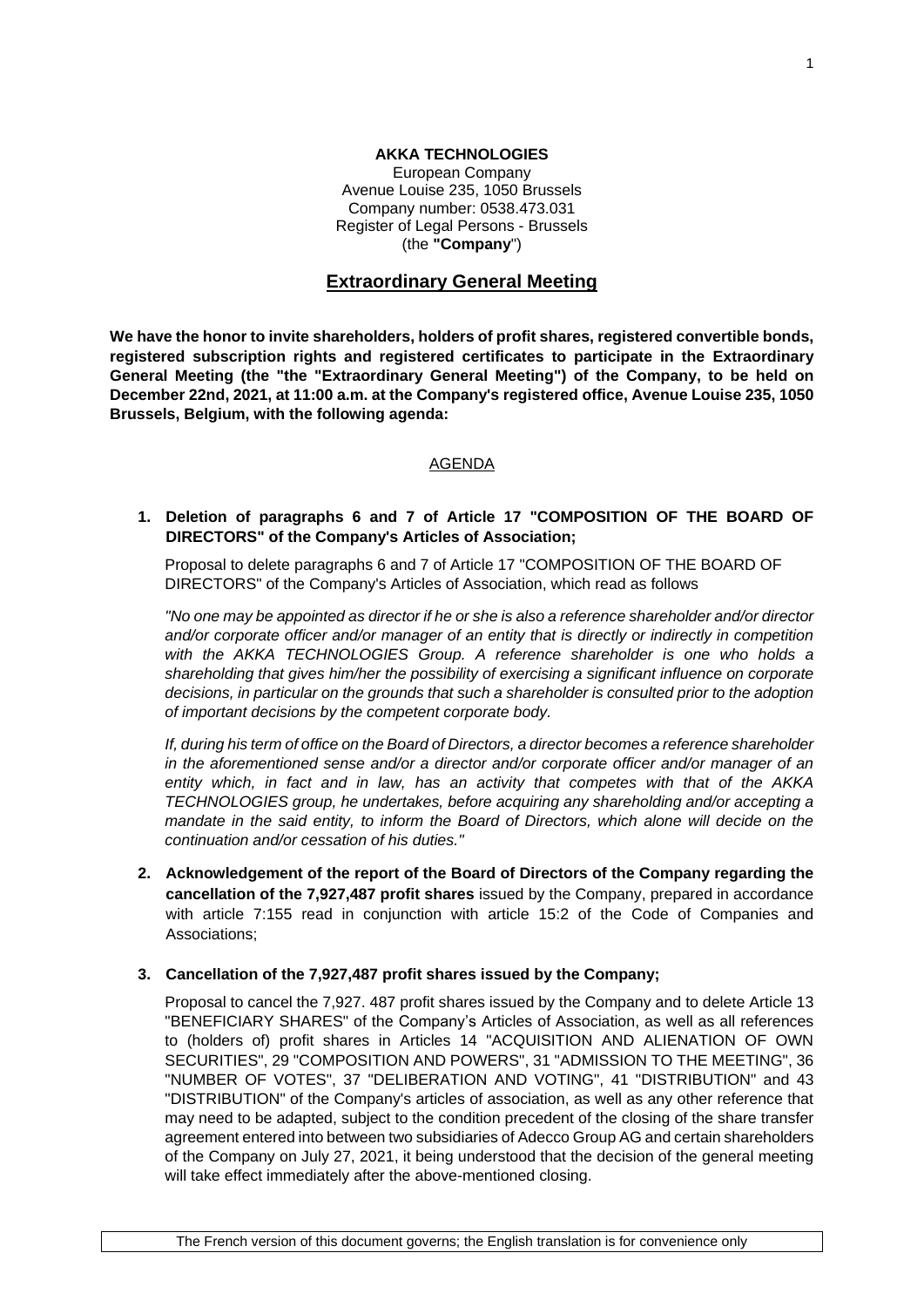**AKKA TECHNOLOGIES**
European Company
Avenue Louise 235, 1050 Brussels
Company number: 0538.473.031
Register of Legal Persons - Brussels
(the **"Company**")

# Extraordinary General Meeting

**We have the honor to invite shareholders, holders of profit shares, registered convertible bonds, registered subscription rights and registered certificates to participate in the Extraordinary General Meeting (the "the "Extraordinary General Meeting") of the Company, to be held on December 22nd, 2021, at 11:00 a.m. at the Company's registered office, Avenue Louise 235, 1050 Brussels, Belgium, with the following agenda:**

## AGENDA

1. **Deletion of paragraphs 6 and 7 of Article 17 "COMPOSITION OF THE BOARD OF DIRECTORS" of the Company's Articles of Association;**

   Proposal to delete paragraphs 6 and 7 of Article 17 "COMPOSITION OF THE BOARD OF DIRECTORS" of the Company's Articles of Association, which read as follows

   *"No one may be appointed as director if he or she is also a reference shareholder and/or director and/or corporate officer and/or manager of an entity that is directly or indirectly in competition with the AKKA TECHNOLOGIES Group. A reference shareholder is one who holds a shareholding that gives him/her the possibility of exercising a significant influence on corporate decisions, in particular on the grounds that such a shareholder is consulted prior to the adoption of important decisions by the competent corporate body.*

   *If, during his term of office on the Board of Directors, a director becomes a reference shareholder in the aforementioned sense and/or a director and/or corporate officer and/or manager of an entity which, in fact and in law, has an activity that competes with that of the AKKA TECHNOLOGIES group, he undertakes, before acquiring any shareholding and/or accepting a mandate in the said entity, to inform the Board of Directors, which alone will decide on the continuation and/or cessation of his duties."*

2. **Acknowledgement of the report of the Board of Directors of the Company regarding the cancellation of the 7,927,487 profit shares** issued by the Company, prepared in accordance with article 7:155 read in conjunction with article 15:2 of the Code of Companies and Associations;

3. **Cancellation of the 7,927,487 profit shares issued by the Company;**

   Proposal to cancel the 7,927. 487 profit shares issued by the Company and to delete Article 13 "BENEFICIARY SHARES" of the Company's Articles of Association, as well as all references to (holders of) profit shares in Articles 14 "ACQUISITION AND ALIENATION OF OWN SECURITIES", 29 "COMPOSITION AND POWERS", 31 "ADMISSION TO THE MEETING", 36 "NUMBER OF VOTES", 37 "DELIBERATION AND VOTING", 41 "DISTRIBUTION" and 43 "DISTRIBUTION" of the Company's articles of association, as well as any other reference that may need to be adapted, subject to the condition precedent of the closing of the share transfer agreement entered into between two subsidiaries of Adecco Group AG and certain shareholders of the Company on July 27, 2021, it being understood that the decision of the general meeting will take effect immediately after the above-mentioned closing.

The French version of this document governs; the English translation is for convenience only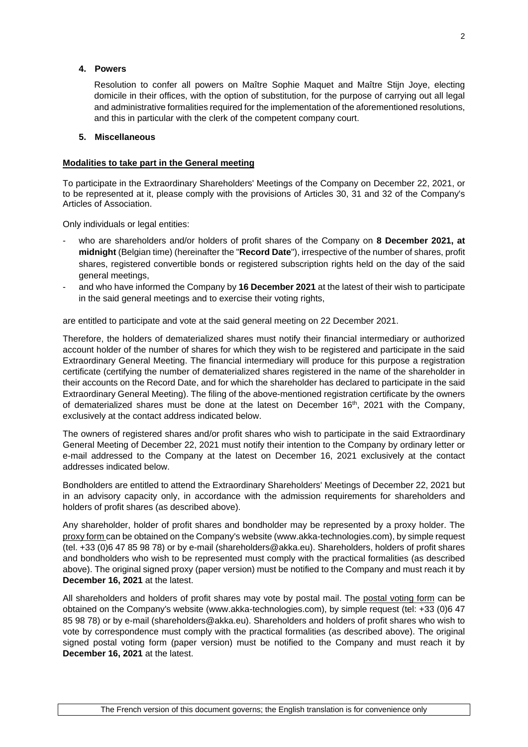**4. Powers**

Resolution to confer all powers on Maître Sophie Maquet and Maître Stijn Joye, electing domicile in their offices, with the option of substitution, for the purpose of carrying out all legal and administrative formalities required for the implementation of the aforementioned resolutions, and this in particular with the clerk of the competent company court.

**5. Miscellaneous**

**Modalities to take part in the General meeting**

To participate in the Extraordinary Shareholders' Meetings of the Company on December 22, 2021, or to be represented at it, please comply with the provisions of Articles 30, 31 and 32 of the Company's Articles of Association.

Only individuals or legal entities:

- who are shareholders and/or holders of profit shares of the Company on **8 December 2021, at midnight** (Belgian time) (hereinafter the "**Record Date**"), irrespective of the number of shares, profit shares, registered convertible bonds or registered subscription rights held on the day of the said general meetings,
- and who have informed the Company by **16 December 2021** at the latest of their wish to participate in the said general meetings and to exercise their voting rights,

are entitled to participate and vote at the said general meeting on 22 December 2021.

Therefore, the holders of dematerialized shares must notify their financial intermediary or authorized account holder of the number of shares for which they wish to be registered and participate in the said Extraordinary General Meeting. The financial intermediary will produce for this purpose a registration certificate (certifying the number of dematerialized shares registered in the name of the shareholder in their accounts on the Record Date, and for which the shareholder has declared to participate in the said Extraordinary General Meeting). The filing of the above-mentioned registration certificate by the owners of dematerialized shares must be done at the latest on December 16th, 2021 with the Company, exclusively at the contact address indicated below.

The owners of registered shares and/or profit shares who wish to participate in the said Extraordinary General Meeting of December 22, 2021 must notify their intention to the Company by ordinary letter or e-mail addressed to the Company at the latest on December 16, 2021 exclusively at the contact addresses indicated below.

Bondholders are entitled to attend the Extraordinary Shareholders' Meetings of December 22, 2021 but in an advisory capacity only, in accordance with the admission requirements for shareholders and holders of profit shares (as described above).

Any shareholder, holder of profit shares and bondholder may be represented by a proxy holder. The proxy form can be obtained on the Company's website (www.akka-technologies.com), by simple request (tel. +33 (0)6 47 85 98 78) or by e-mail (shareholders@akka.eu). Shareholders, holders of profit shares and bondholders who wish to be represented must comply with the practical formalities (as described above). The original signed proxy (paper version) must be notified to the Company and must reach it by **December 16, 2021** at the latest.

All shareholders and holders of profit shares may vote by postal mail. The postal voting form can be obtained on the Company's website (www.akka-technologies.com), by simple request (tel: +33 (0)6 47 85 98 78) or by e-mail (shareholders@akka.eu). Shareholders and holders of profit shares who wish to vote by correspondence must comply with the practical formalities (as described above). The original signed postal voting form (paper version) must be notified to the Company and must reach it by **December 16, 2021** at the latest.

The French version of this document governs; the English translation is for convenience only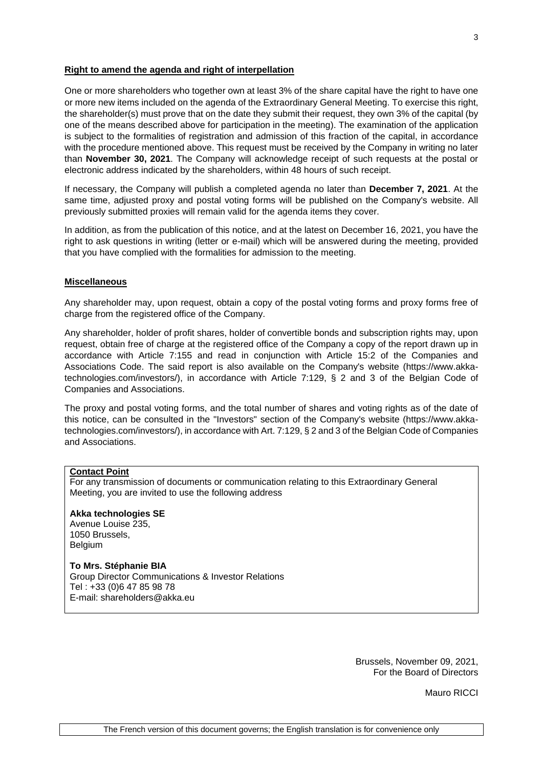**Right to amend the agenda and right of interpellation**

One or more shareholders who together own at least 3% of the share capital have the right to have one or more new items included on the agenda of the Extraordinary General Meeting. To exercise this right, the shareholder(s) must prove that on the date they submit their request, they own 3% of the capital (by one of the means described above for participation in the meeting). The examination of the application is subject to the formalities of registration and admission of this fraction of the capital, in accordance with the procedure mentioned above. This request must be received by the Company in writing no later than **November 30, 2021**. The Company will acknowledge receipt of such requests at the postal or electronic address indicated by the shareholders, within 48 hours of such receipt.

If necessary, the Company will publish a completed agenda no later than **December 7, 2021**. At the same time, adjusted proxy and postal voting forms will be published on the Company's website. All previously submitted proxies will remain valid for the agenda items they cover.

In addition, as from the publication of this notice, and at the latest on December 16, 2021, you have the right to ask questions in writing (letter or e-mail) which will be answered during the meeting, provided that you have complied with the formalities for admission to the meeting.

**Miscellaneous**

Any shareholder may, upon request, obtain a copy of the postal voting forms and proxy forms free of charge from the registered office of the Company.

Any shareholder, holder of profit shares, holder of convertible bonds and subscription rights may, upon request, obtain free of charge at the registered office of the Company a copy of the report drawn up in accordance with Article 7:155 and read in conjunction with Article 15:2 of the Companies and Associations Code. The said report is also available on the Company's website (https://www.akka-technologies.com/investors/), in accordance with Article 7:129, § 2 and 3 of the Belgian Code of Companies and Associations.

The proxy and postal voting forms, and the total number of shares and voting rights as of the date of this notice, can be consulted in the "Investors" section of the Company's website (https://www.akka-technologies.com/investors/), in accordance with Art. 7:129, § 2 and 3 of the Belgian Code of Companies and Associations.

**Contact Point**

For any transmission of documents or communication relating to this Extraordinary General Meeting, you are invited to use the following address

**Akka technologies SE**
Avenue Louise 235,
1050 Brussels,
Belgium

**To Mrs. Stéphanie BIA**
Group Director Communications & Investor Relations
Tel : +33 (0)6 47 85 98 78
E-mail: shareholders@akka.eu

Brussels, November 09, 2021,
For the Board of Directors

Mauro RICCI

The French version of this document governs; the English translation is for convenience only